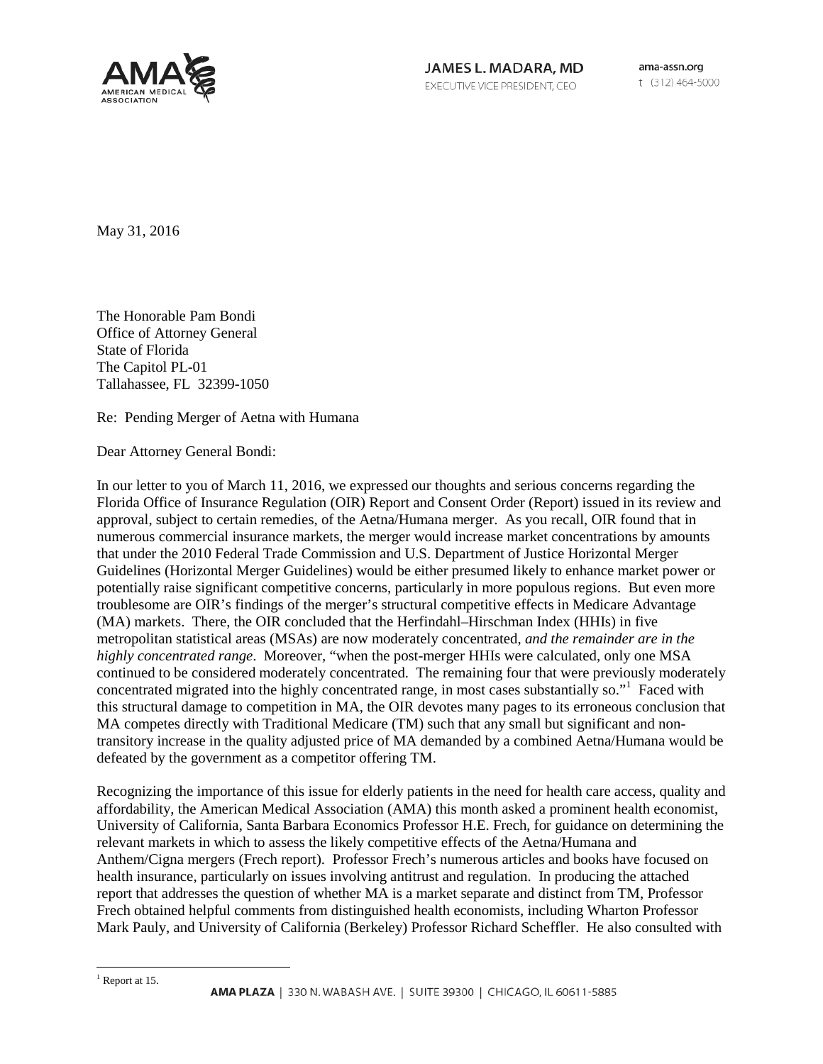JAMES L. MADARA, MD
EXECUTIVE VICE PRESIDENT, CEO

ama-assn.org
t (312) 464-5000

May 31, 2016

The Honorable Pam Bondi
Office of Attorney General
State of Florida
The Capitol PL-01
Tallahassee, FL 32399-1050

Re: Pending Merger of Aetna with Humana

Dear Attorney General Bondi:

In our letter to you of March 11, 2016, we expressed our thoughts and serious concerns regarding the Florida Office of Insurance Regulation (OIR) Report and Consent Order (Report) issued in its review and approval, subject to certain remedies, of the Aetna/Humana merger. As you recall, OIR found that in numerous commercial insurance markets, the merger would increase market concentrations by amounts that under the 2010 Federal Trade Commission and U.S. Department of Justice Horizontal Merger Guidelines (Horizontal Merger Guidelines) would be either presumed likely to enhance market power or potentially raise significant competitive concerns, particularly in more populous regions. But even more troublesome are OIR's findings of the merger's structural competitive effects in Medicare Advantage (MA) markets. There, the OIR concluded that the Herfindahl–Hirschman Index (HHIs) in five metropolitan statistical areas (MSAs) are now moderately concentrated, *and the remainder are in the highly concentrated range*. Moreover, "when the post-merger HHIs were calculated, only one MSA continued to be considered moderately concentrated. The remaining four that were previously moderately concentrated migrated into the highly concentrated range, in most cases substantially so."[1] Faced with this structural damage to competition in MA, the OIR devotes many pages to its erroneous conclusion that MA competes directly with Traditional Medicare (TM) such that any small but significant and non-transitory increase in the quality adjusted price of MA demanded by a combined Aetna/Humana would be defeated by the government as a competitor offering TM.

Recognizing the importance of this issue for elderly patients in the need for health care access, quality and affordability, the American Medical Association (AMA) this month asked a prominent health economist, University of California, Santa Barbara Economics Professor H.E. Frech, for guidance on determining the relevant markets in which to assess the likely competitive effects of the Aetna/Humana and Anthem/Cigna mergers (Frech report). Professor Frech's numerous articles and books have focused on health insurance, particularly on issues involving antitrust and regulation. In producing the attached report that addresses the question of whether MA is a market separate and distinct from TM, Professor Frech obtained helpful comments from distinguished health economists, including Wharton Professor Mark Pauly, and University of California (Berkeley) Professor Richard Scheffler. He also consulted with

[1] Report at 15.

AMA PLAZA | 330 N. WABASH AVE. | SUITE 39300 | CHICAGO, IL 60611-5885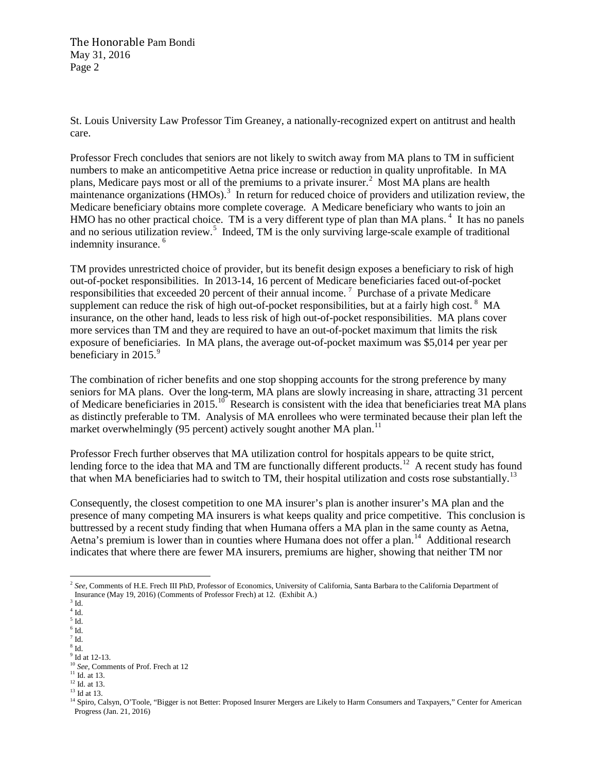St. Louis University Law Professor Tim Greaney, a nationally-recognized expert on antitrust and health care.

Professor Frech concludes that seniors are not likely to switch away from MA plans to TM in sufficient numbers to make an anticompetitive Aetna price increase or reduction in quality unprofitable. In MA plans, Medicare pays most or all of the premiums to a private insurer.[2] Most MA plans are health maintenance organizations (HMOs).[3] In return for reduced choice of providers and utilization review, the Medicare beneficiary obtains more complete coverage. A Medicare beneficiary who wants to join an HMO has no other practical choice. TM is a very different type of plan than MA plans.[4] It has no panels and no serious utilization review.[5] Indeed, TM is the only surviving large-scale example of traditional indemnity insurance.[6]

TM provides unrestricted choice of provider, but its benefit design exposes a beneficiary to risk of high out-of-pocket responsibilities. In 2013-14, 16 percent of Medicare beneficiaries faced out-of-pocket responsibilities that exceeded 20 percent of their annual income.[7] Purchase of a private Medicare supplement can reduce the risk of high out-of-pocket responsibilities, but at a fairly high cost.[8] MA insurance, on the other hand, leads to less risk of high out-of-pocket responsibilities. MA plans cover more services than TM and they are required to have an out-of-pocket maximum that limits the risk exposure of beneficiaries. In MA plans, the average out-of-pocket maximum was $5,014 per year per beneficiary in 2015.[9]

The combination of richer benefits and one stop shopping accounts for the strong preference by many seniors for MA plans. Over the long-term, MA plans are slowly increasing in share, attracting 31 percent of Medicare beneficiaries in 2015.[10] Research is consistent with the idea that beneficiaries treat MA plans as distinctly preferable to TM. Analysis of MA enrollees who were terminated because their plan left the market overwhelmingly (95 percent) actively sought another MA plan.[11]

Professor Frech further observes that MA utilization control for hospitals appears to be quite strict, lending force to the idea that MA and TM are functionally different products.[12] A recent study has found that when MA beneficiaries had to switch to TM, their hospital utilization and costs rose substantially.[13]

Consequently, the closest competition to one MA insurer's plan is another insurer's MA plan and the presence of many competing MA insurers is what keeps quality and price competitive. This conclusion is buttressed by a recent study finding that when Humana offers a MA plan in the same county as Aetna, Aetna's premium is lower than in counties where Humana does not offer a plan.[14] Additional research indicates that where there are fewer MA insurers, premiums are higher, showing that neither TM nor

---

[2] *See*, Comments of H.E. Frech III PhD, Professor of Economics, University of California, Santa Barbara to the California Department of Insurance (May 19, 2016) (Comments of Professor Frech) at 12. (Exhibit A.)

[3] Id.

[4] Id.

[5] Id.

[6] Id.

[7] Id.

[8] Id.

[9] Id at 12-13.

[10] *See*, Comments of Prof. Frech at 12

[11] Id. at 13.

[12] Id. at 13.

[13] Id at 13.

[14] Spiro, Calsyn, O'Toole, "Bigger is not Better: Proposed Insurer Mergers are Likely to Harm Consumers and Taxpayers," Center for American Progress (Jan. 21, 2016)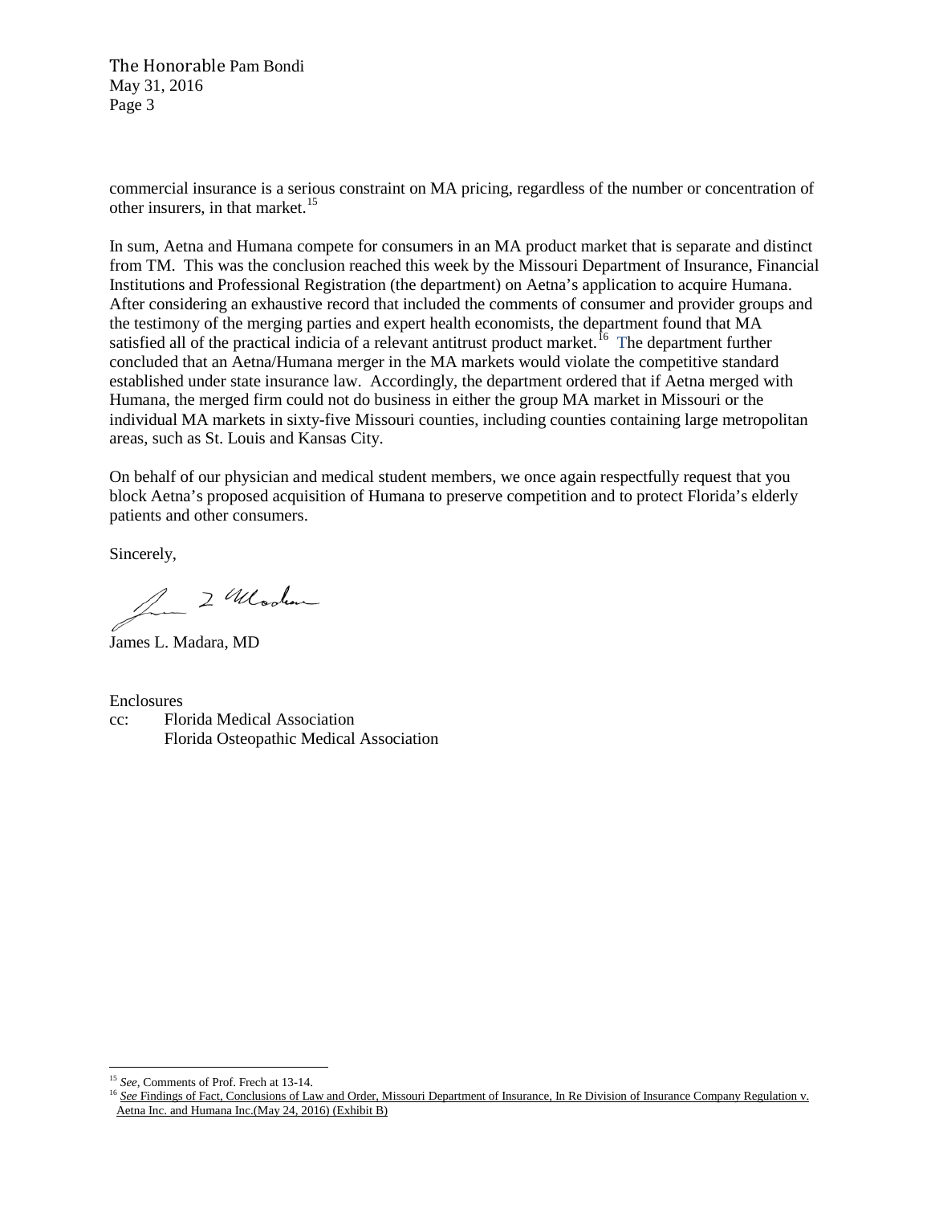commercial insurance is a serious constraint on MA pricing, regardless of the number or concentration of other insurers, in that market.[15]

In sum, Aetna and Humana compete for consumers in an MA product market that is separate and distinct from TM. This was the conclusion reached this week by the Missouri Department of Insurance, Financial Institutions and Professional Registration (the department) on Aetna's application to acquire Humana. After considering an exhaustive record that included the comments of consumer and provider groups and the testimony of the merging parties and expert health economists, the department found that MA satisfied all of the practical indicia of a relevant antitrust product market.[16] The department further concluded that an Aetna/Humana merger in the MA markets would violate the competitive standard established under state insurance law. Accordingly, the department ordered that if Aetna merged with Humana, the merged firm could not do business in either the group MA market in Missouri or the individual MA markets in sixty-five Missouri counties, including counties containing large metropolitan areas, such as St. Louis and Kansas City.

On behalf of our physician and medical student members, we once again respectfully request that you block Aetna's proposed acquisition of Humana to preserve competition and to protect Florida's elderly patients and other consumers.

Sincerely,

James L. Madara, MD

Enclosures

cc: Florida Medical Association
Florida Osteopathic Medical Association

---

[15] *See*, Comments of Prof. Frech at 13-14.

[16] *See* Findings of Fact, Conclusions of Law and Order, Missouri Department of Insurance, In Re Division of Insurance Company Regulation v. Aetna Inc. and Humana Inc.(May 24, 2016) (Exhibit B)